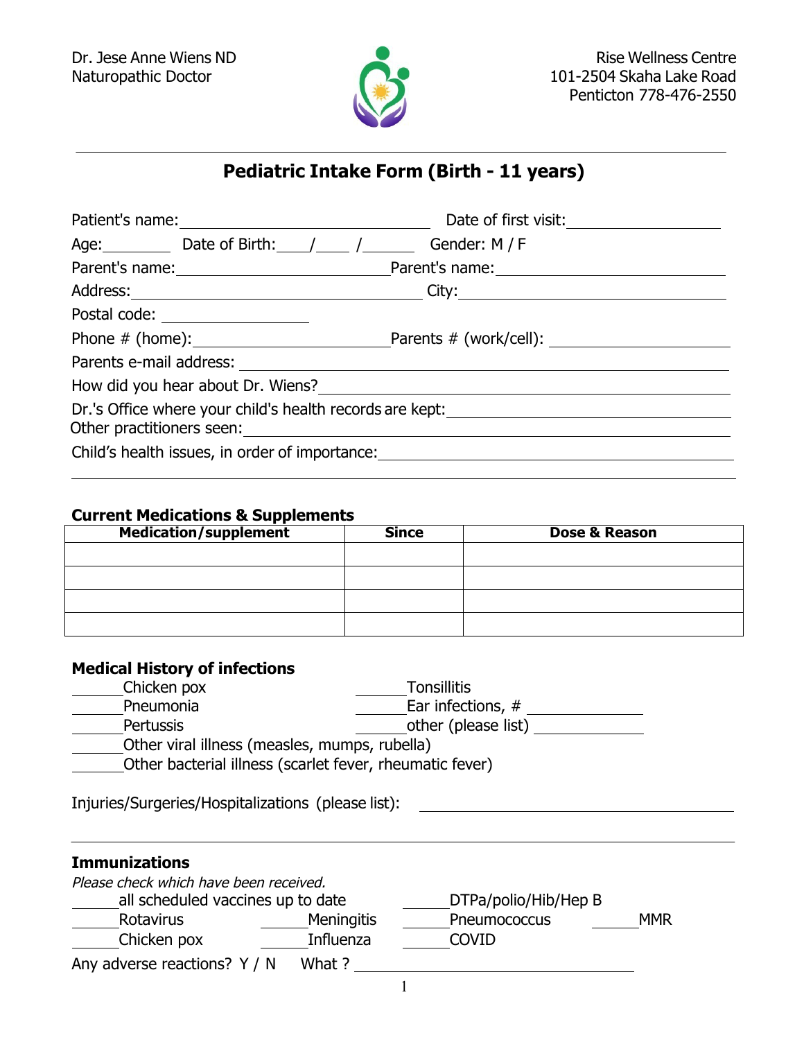Dr. Jese Anne Wiens ND
Naturopathic Doctor

Rise Wellness Centre
101-2504 Skaha Lake Road
Penticton 778-476-2550

---

# Pediatric Intake Form (Birth - 11 years)

Patient's name: ______________________________ Date of first visit: ____________________

Age: ________ Date of Birth: ____/____ /______ Gender: M / F

Parent's name: ________________________ Parent's name: ________________________

Address: ________________________________ City: ______________________________

Postal code: ________________

Phone # (home): ______________________ Parents # (work/cell): ____________________

Parents e-mail address: ____________________________________________________

How did you hear about Dr. Wiens? ___________________________________________

Dr.'s Office where your child's health records are kept: _____________________________

Other practitioners seen: ____________________________________________________

Child's health issues, in order of importance: ____________________________________

______________________________________________________________________

## Current Medications & Supplements

| Medication/supplement | Since | Dose & Reason |
|---|---|---|
| | | |
| | | |
| | | |
| | | |

## Medical History of infections

______Chicken pox
______Pneumonia
______Pertussis
______Other viral illness (measles, mumps, rubella)
______Other bacterial illness (scarlet fever, rheumatic fever)
______Tonsillitis
______Ear infections, # ____________
______other (please list) ____________

Injuries/Surgeries/Hospitalizations (please list): ______________________________________

______________________________________________________________________

## Immunizations

*Please check which have been received.*

______all scheduled vaccines up to date
______DTPa/polio/Hib/Hep B
______Rotavirus
______Meningitis
______Pneumococcus
______MMR
______Chicken pox
______Influenza
______COVID

Any adverse reactions? Y / N What ? ______________________________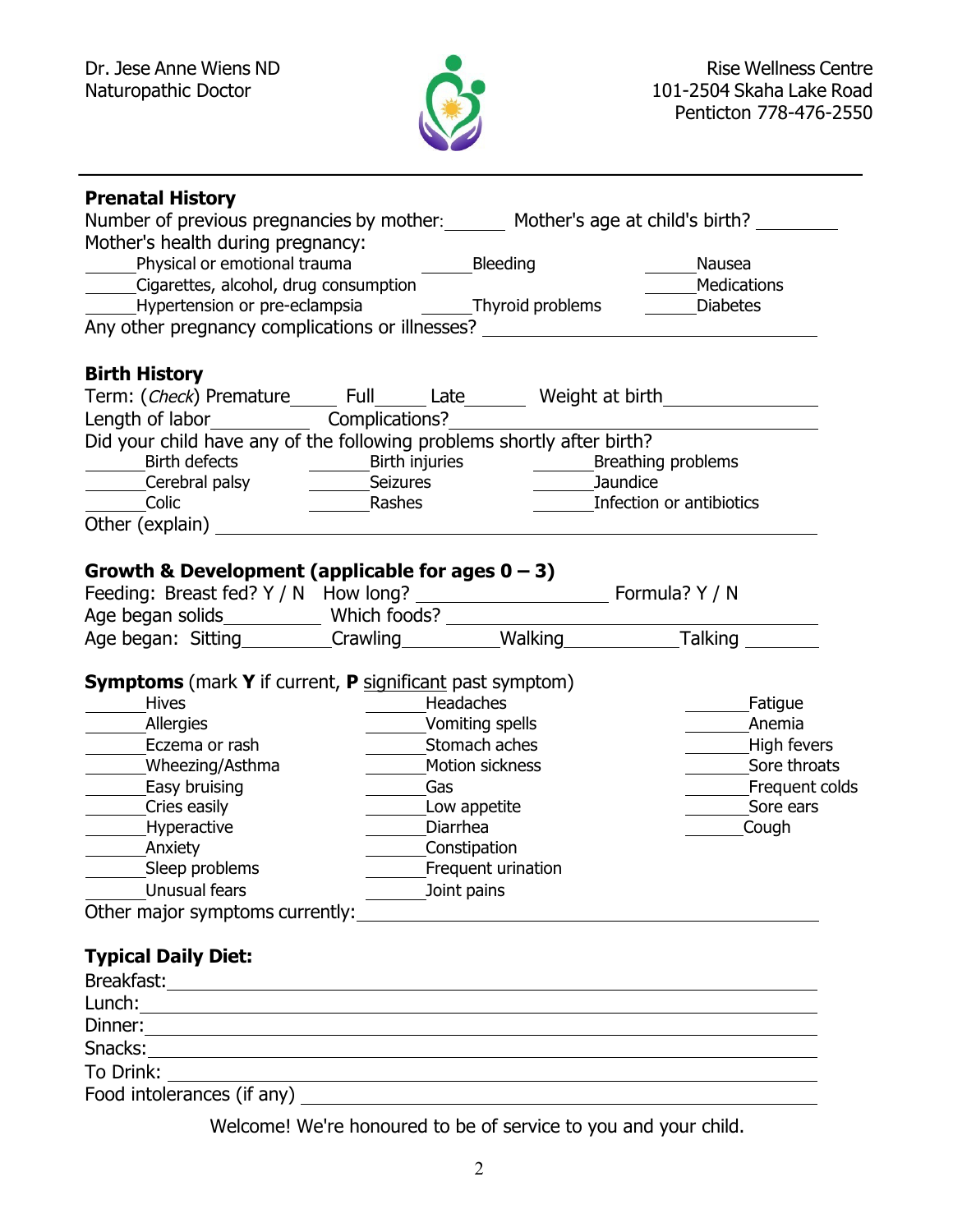Dr. Jese Anne Wiens ND
Naturopathic Doctor

Rise Wellness Centre
101-2504 Skaha Lake Road
Penticton 778-476-2550

---

## Prenatal History

Number of previous pregnancies by mother:______ Mother's age at child's birth? ________

Mother's health during pregnancy:

| | | |
|---|---|---|
| _____Physical or emotional trauma | _____Bleeding | _____Nausea |
| _____Cigarettes, alcohol, drug consumption | | _____Medications |
| _____Hypertension or pre-eclampsia | _____Thyroid problems | _____Diabetes |

Any other pregnancy complications or illnesses? ______________________________

## Birth History

Term: (*Check*) Premature_____ Full_____ Late______ Weight at birth_______________

Length of labor__________ Complications?_______________________________

Did your child have any of the following problems shortly after birth?

| | | |
|---|---|---|
| ______Birth defects | ______Birth injuries | ______Breathing problems |
| ______Cerebral palsy | ______Seizures | ______Jaundice |
| ______Colic | ______Rashes | ______Infection or antibiotics |

Other (explain) ________________________________________________

## Growth & Development (applicable for ages 0 – 3)

Feeding: Breast fed? Y / N How long? __________________ Formula? Y / N

Age began solids__________ Which foods? ____________________________

Age began: Sitting_________ Crawling__________ Walking_____________ Talking ________

## Symptoms (mark **Y** if current, **P** significant past symptom)

| | | |
|---|---|---|
| ______Hives | ______Headaches | ______Fatigue |
| ______Allergies | ______Vomiting spells | ______Anemia |
| ______Eczema or rash | ______Stomach aches | ______High fevers |
| ______Wheezing/Asthma | ______Motion sickness | ______Sore throats |
| ______Easy bruising | ______Gas | ______Frequent colds |
| ______Cries easily | ______Low appetite | ______Sore ears |
| ______Hyperactive | ______Diarrhea | ______Cough |
| ______Anxiety | ______Constipation | |
| ______Sleep problems | ______Frequent urination | |
| ______Unusual fears | ______Joint pains | |

Other major symptoms currently:_____________________________________

## Typical Daily Diet:

Breakfast:_______________________________________________

Lunch:_______________________________________________

Dinner:_______________________________________________

Snacks:_______________________________________________

To Drink: _______________________________________________

Food intolerances (if any) ________________________________

Welcome! We're honoured to be of service to you and your child.